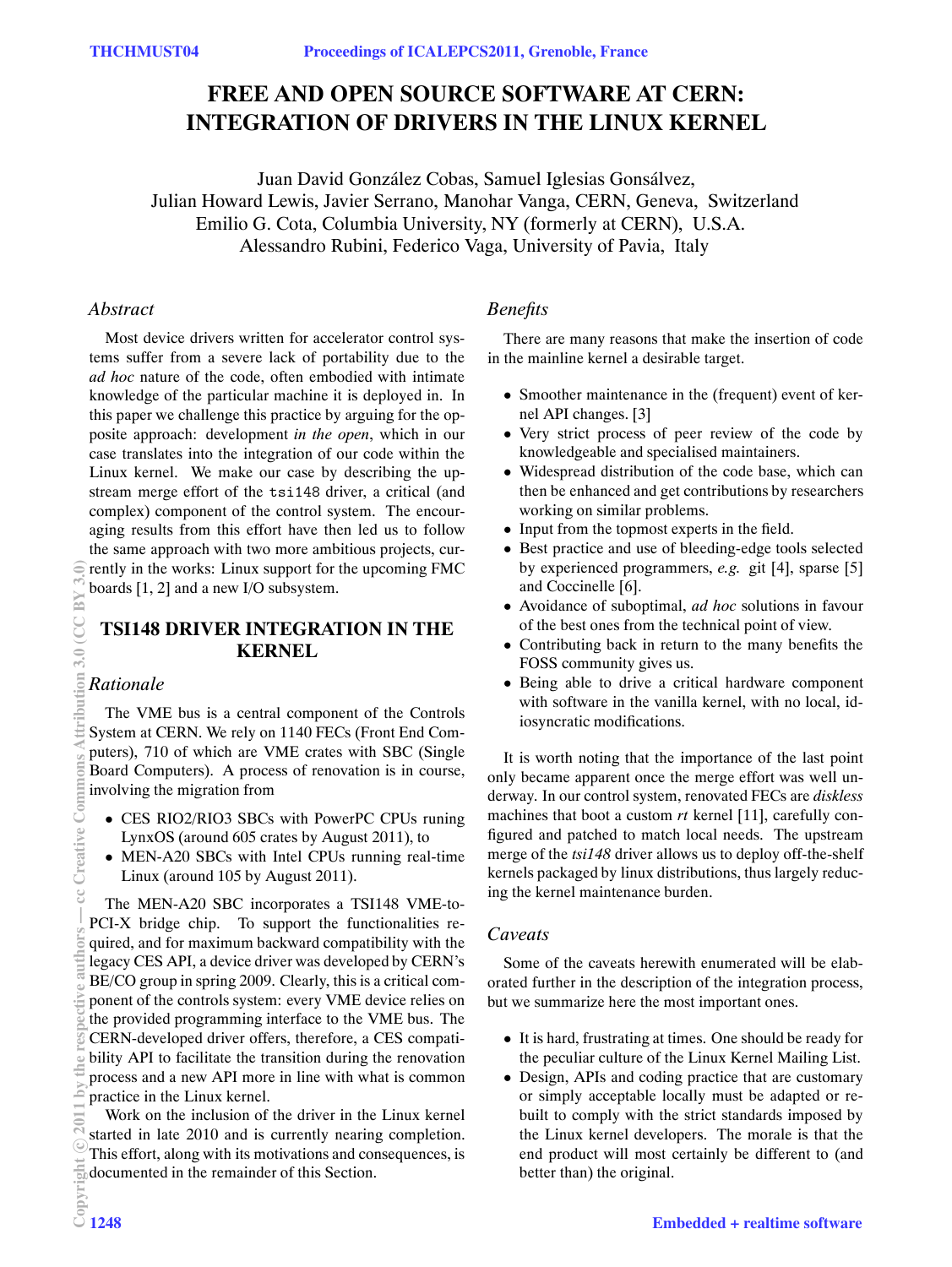# FREE AND OPEN SOURCE SOFTWARE AT CERN: INTEGRATION OF DRIVERS IN THE LINUX KERNEL

Juan David González Cobas, Samuel Iglesias Gonsálvez, Julian Howard Lewis, Javier Serrano, Manohar Vanga, CERN, Geneva, Switzerland
Emilio G. Cota, Columbia University, NY (formerly at CERN), U.S.A.
Alessandro Rubini, Federico Vaga, University of Pavia, Italy

### *Abstract*

Most device drivers written for accelerator control systems suffer from a severe lack of portability due to the *ad hoc* nature of the code, often embodied with intimate knowledge of the particular machine it is deployed in. In this paper we challenge this practice by arguing for the opposite approach: development *in the open*, which in our case translates into the integration of our code within the Linux kernel. We make our case by describing the upstream merge effort of the `tsi148` driver, a critical (and complex) component of the control system. The encouraging results from this effort have then led us to follow the same approach with two more ambitious projects, currently in the works: Linux support for the upcoming FMC boards [1, 2] and a new I/O subsystem.

## TSI148 DRIVER INTEGRATION IN THE KERNEL

### *Rationale*

The VME bus is a central component of the Controls System at CERN. We rely on 1140 FECs (Front End Computers), 710 of which are VME crates with SBC (Single Board Computers). A process of renovation is in course, involving the migration from

- CES RIO2/RIO3 SBCs with PowerPC CPUs runing LynxOS (around 605 crates by August 2011), to
- MEN-A20 SBCs with Intel CPUs running real-time Linux (around 105 by August 2011).

The MEN-A20 SBC incorporates a TSI148 VME-to-PCI-X bridge chip. To support the functionalities required, and for maximum backward compatibility with the legacy CES API, a device driver was developed by CERN's BE/CO group in spring 2009. Clearly, this is a critical component of the controls system: every VME device relies on the provided programming interface to the VME bus. The CERN-developed driver offers, therefore, a CES compatibility API to facilitate the transition during the renovation process and a new API more in line with what is common practice in the Linux kernel.

Work on the inclusion of the driver in the Linux kernel started in late 2010 and is currently nearing completion. This effort, along with its motivations and consequences, is documented in the remainder of this Section.

### *Benefits*

There are many reasons that make the insertion of code in the mainline kernel a desirable target.

- Smoother maintenance in the (frequent) event of kernel API changes. [3]
- Very strict process of peer review of the code by knowledgeable and specialised maintainers.
- Widespread distribution of the code base, which can then be enhanced and get contributions by researchers working on similar problems.
- Input from the topmost experts in the field.
- Best practice and use of bleeding-edge tools selected by experienced programmers, *e.g.* git [4], sparse [5] and Coccinelle [6].
- Avoidance of suboptimal, *ad hoc* solutions in favour of the best ones from the technical point of view.
- Contributing back in return to the many benefits the FOSS community gives us.
- Being able to drive a critical hardware component with software in the vanilla kernel, with no local, idiosyncratic modifications.

It is worth noting that the importance of the last point only became apparent once the merge effort was well underway. In our control system, renovated FECs are *diskless* machines that boot a custom *rt* kernel [11], carefully configured and patched to match local needs. The upstream merge of the *tsi148* driver allows us to deploy off-the-shelf kernels packaged by linux distributions, thus largely reducing the kernel maintenance burden.

### *Caveats*

Some of the caveats herewith enumerated will be elaborated further in the description of the integration process, but we summarize here the most important ones.

- It is hard, frustrating at times. One should be ready for the peculiar culture of the Linux Kernel Mailing List.
- Design, APIs and coding practice that are customary or simply acceptable locally must be adapted or rebuilt to comply with the strict standards imposed by the Linux kernel developers. The morale is that the end product will most certainly be different to (and better than) the original.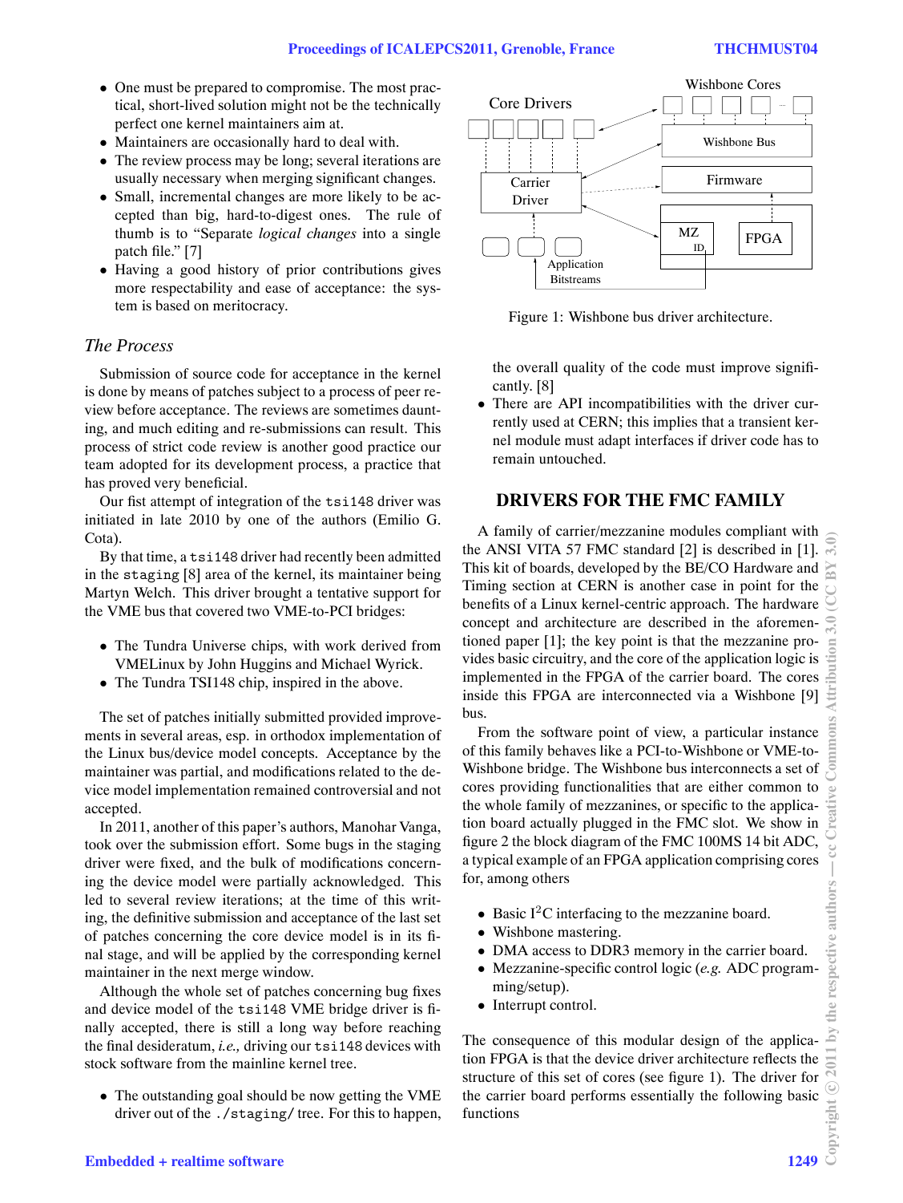- One must be prepared to compromise. The most practical, short-lived solution might not be the technically perfect one kernel maintainers aim at.
- Maintainers are occasionally hard to deal with.
- The review process may be long; several iterations are usually necessary when merging significant changes.
- Small, incremental changes are more likely to be accepted than big, hard-to-digest ones. The rule of thumb is to "Separate *logical changes* into a single patch file." [7]
- Having a good history of prior contributions gives more respectability and ease of acceptance: the system is based on meritocracy.

### *The Process*

Submission of source code for acceptance in the kernel is done by means of patches subject to a process of peer review before acceptance. The reviews are sometimes daunting, and much editing and re-submissions can result. This process of strict code review is another good practice our team adopted for its development process, a practice that has proved very beneficial.

Our fist attempt of integration of the `tsi148` driver was initiated in late 2010 by one of the authors (Emilio G. Cota).

By that time, a `tsi148` driver had recently been admitted in the `staging` [8] area of the kernel, its maintainer being Martyn Welch. This driver brought a tentative support for the VME bus that covered two VME-to-PCI bridges:

- The Tundra Universe chips, with work derived from VMELinux by John Huggins and Michael Wyrick.
- The Tundra TSI148 chip, inspired in the above.

The set of patches initially submitted provided improvements in several areas, esp. in orthodox implementation of the Linux bus/device model concepts. Acceptance by the maintainer was partial, and modifications related to the device model implementation remained controversial and not accepted.

In 2011, another of this paper's authors, Manohar Vanga, took over the submission effort. Some bugs in the staging driver were fixed, and the bulk of modifications concerning the device model were partially acknowledged. This led to several review iterations; at the time of this writing, the definitive submission and acceptance of the last set of patches concerning the core device model is in its final stage, and will be applied by the corresponding kernel maintainer in the next merge window.

Although the whole set of patches concerning bug fixes and device model of the `tsi148` VME bridge driver is finally accepted, there is still a long way before reaching the final desideratum, *i.e.,* driving our `tsi148` devices with stock software from the mainline kernel tree.

- The outstanding goal should be now getting the VME driver out of the `./staging/` tree. For this to happen, the overall quality of the code must improve significantly. [8]
- There are API incompatibilities with the driver currently used at CERN; this implies that a transient kernel module must adapt interfaces if driver code has to remain untouched.

Figure 1: Wishbone bus driver architecture.

## DRIVERS FOR THE FMC FAMILY

A family of carrier/mezzanine modules compliant with the ANSI VITA 57 FMC standard [2] is described in [1]. This kit of boards, developed by the BE/CO Hardware and Timing section at CERN is another case in point for the benefits of a Linux kernel-centric approach. The hardware concept and architecture are described in the aforementioned paper [1]; the key point is that the mezzanine provides basic circuitry, and the core of the application logic is implemented in the FPGA of the carrier board. The cores inside this FPGA are interconnected via a Wishbone [9] bus.

From the software point of view, a particular instance of this family behaves like a PCI-to-Wishbone or VME-to-Wishbone bridge. The Wishbone bus interconnects a set of cores providing functionalities that are either common to the whole family of mezzanines, or specific to the application board actually plugged in the FMC slot. We show in figure 2 the block diagram of the FMC 100MS 14 bit ADC, a typical example of an FPGA application comprising cores for, among others

- Basic I$^2$C interfacing to the mezzanine board.
- Wishbone mastering.
- DMA access to DDR3 memory in the carrier board.
- Mezzanine-specific control logic (*e.g.* ADC programming/setup).
- Interrupt control.

The consequence of this modular design of the application FPGA is that the device driver architecture reflects the structure of this set of cores (see figure 1). The driver for the carrier board performs essentially the following basic functions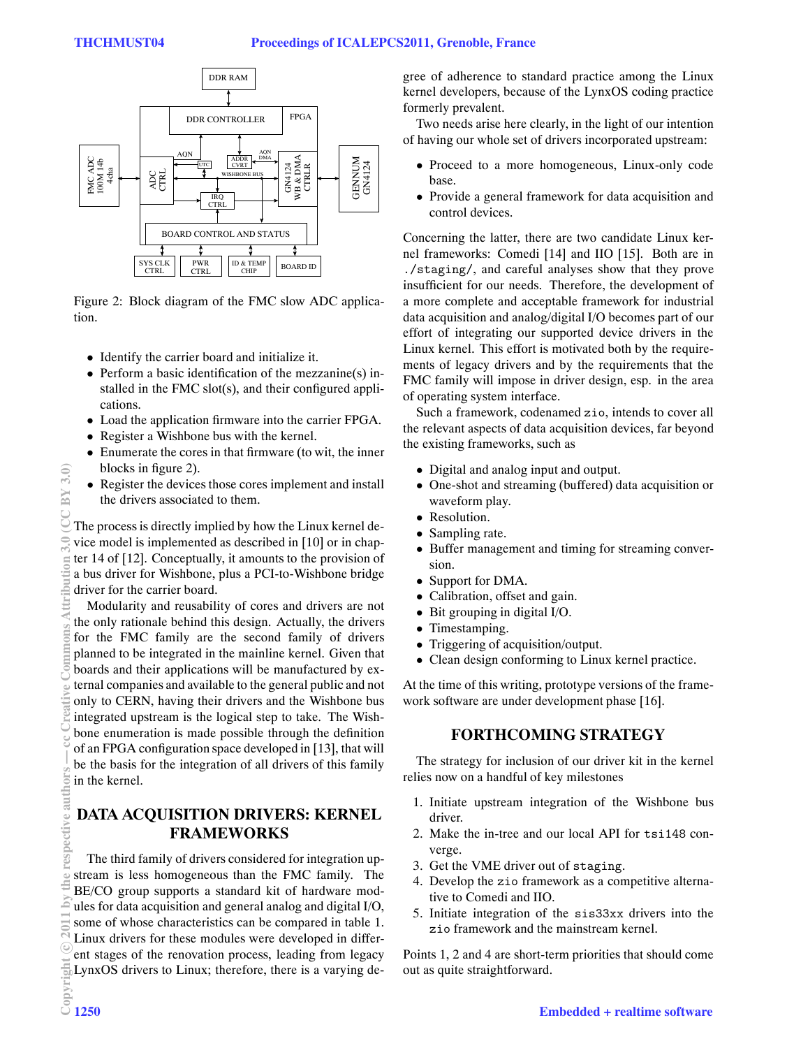Figure 2: Block diagram of the FMC slow ADC application.

- Identify the carrier board and initialize it.
- Perform a basic identification of the mezzanine(s) installed in the FMC slot(s), and their configured applications.
- Load the application firmware into the carrier FPGA.
- Register a Wishbone bus with the kernel.
- Enumerate the cores in that firmware (to wit, the inner blocks in figure 2).
- Register the devices those cores implement and install the drivers associated to them.

The process is directly implied by how the Linux kernel device model is implemented as described in [10] or in chapter 14 of [12]. Conceptually, it amounts to the provision of a bus driver for Wishbone, plus a PCI-to-Wishbone bridge driver for the carrier board.

Modularity and reusability of cores and drivers are not the only rationale behind this design. Actually, the drivers for the FMC family are the second family of drivers planned to be integrated in the mainline kernel. Given that boards and their applications will be manufactured by external companies and available to the general public and not only to CERN, having their drivers and the Wishbone bus integrated upstream is the logical step to take. The Wishbone enumeration is made possible through the definition of an FPGA configuration space developed in [13], that will be the basis for the integration of all drivers of this family in the kernel.

## DATA ACQUISITION DRIVERS: KERNEL FRAMEWORKS

The third family of drivers considered for integration upstream is less homogeneous than the FMC family. The BE/CO group supports a standard kit of hardware modules for data acquisition and general analog and digital I/O, some of whose characteristics can be compared in table 1. Linux drivers for these modules were developed in different stages of the renovation process, leading from legacy LynxOS drivers to Linux; therefore, there is a varying degree of adherence to standard practice among the Linux kernel developers, because of the LynxOS coding practice formerly prevalent.

Two needs arise here clearly, in the light of our intention of having our whole set of drivers incorporated upstream:

- Proceed to a more homogeneous, Linux-only code base.
- Provide a general framework for data acquisition and control devices.

Concerning the latter, there are two candidate Linux kernel frameworks: Comedi [14] and IIO [15]. Both are in `./staging/`, and careful analyses show that they prove insufficient for our needs. Therefore, the development of a more complete and acceptable framework for industrial data acquisition and analog/digital I/O becomes part of our effort of integrating our supported device drivers in the Linux kernel. This effort is motivated both by the requirements of legacy drivers and by the requirements that the FMC family will impose in driver design, esp. in the area of operating system interface.

Such a framework, codenamed `zio`, intends to cover all the relevant aspects of data acquisition devices, far beyond the existing frameworks, such as

- Digital and analog input and output.
- One-shot and streaming (buffered) data acquisition or waveform play.
- Resolution.
- Sampling rate.
- Buffer management and timing for streaming conversion.
- Support for DMA.
- Calibration, offset and gain.
- Bit grouping in digital I/O.
- Timestamping.
- Triggering of acquisition/output.
- Clean design conforming to Linux kernel practice.

At the time of this writing, prototype versions of the framework software are under development phase [16].

## FORTHCOMING STRATEGY

The strategy for inclusion of our driver kit in the kernel relies now on a handful of key milestones

1. Initiate upstream integration of the Wishbone bus driver.
2. Make the in-tree and our local API for `tsi148` converge.
3. Get the VME driver out of `staging`.
4. Develop the `zio` framework as a competitive alternative to Comedi and IIO.
5. Initiate integration of the `sis33xx` drivers into the `zio` framework and the mainstream kernel.

Points 1, 2 and 4 are short-term priorities that should come out as quite straightforward.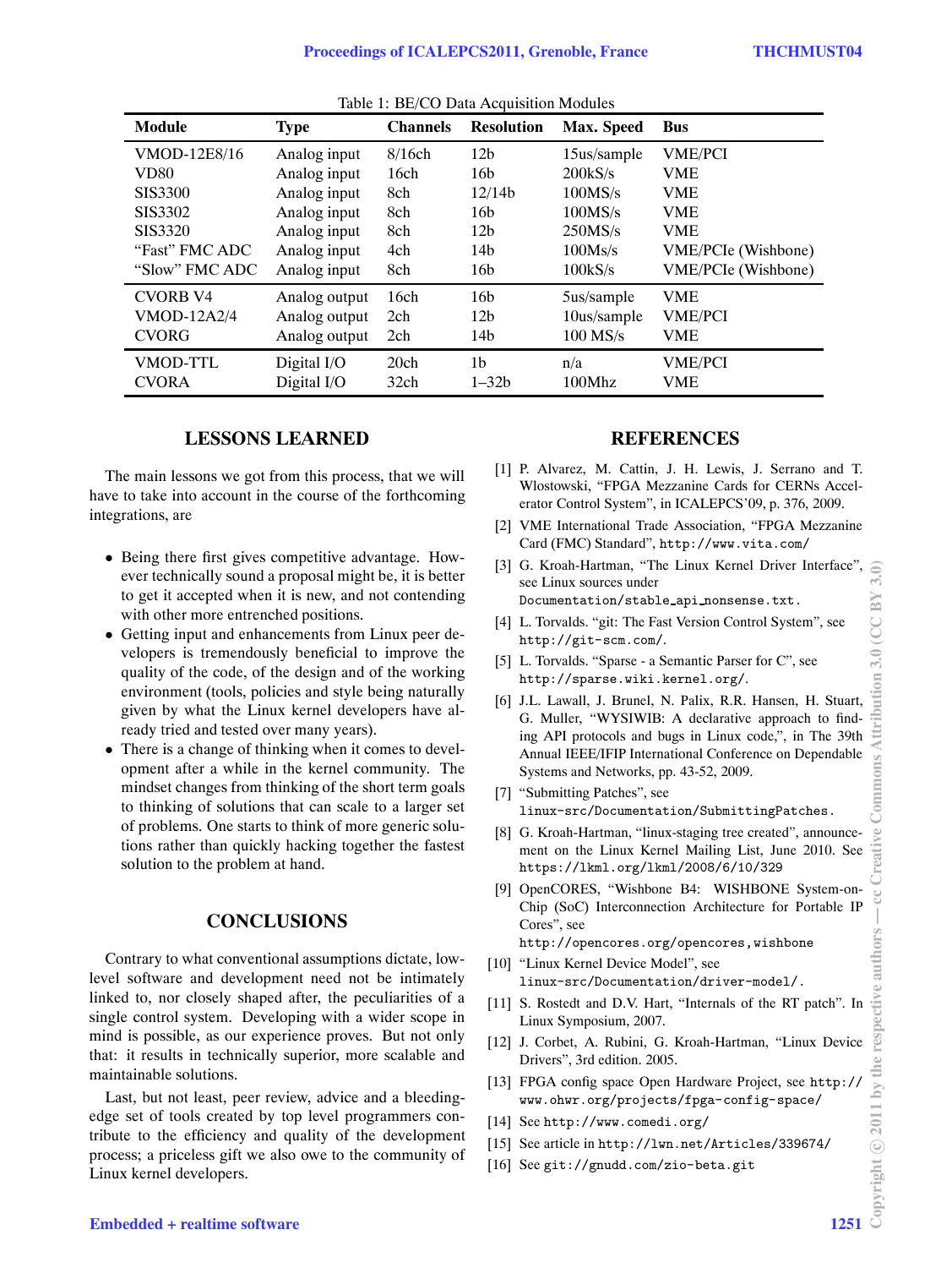Table 1: BE/CO Data Acquisition Modules

| Module | Type | Channels | Resolution | Max. Speed | Bus |
|---|---|---|---|---|---|
| VMOD-12E8/16 | Analog input | 8/16ch | 12b | 15us/sample | VME/PCI |
| VD80 | Analog input | 16ch | 16b | 200kS/s | VME |
| SIS3300 | Analog input | 8ch | 12/14b | 100MS/s | VME |
| SIS3302 | Analog input | 8ch | 16b | 100MS/s | VME |
| SIS3320 | Analog input | 8ch | 12b | 250MS/s | VME |
| "Fast" FMC ADC | Analog input | 4ch | 14b | 100Ms/s | VME/PCIe (Wishbone) |
| "Slow" FMC ADC | Analog input | 8ch | 16b | 100kS/s | VME/PCIe (Wishbone) |
| CVORB V4 | Analog output | 16ch | 16b | 5us/sample | VME |
| VMOD-12A2/4 | Analog output | 2ch | 12b | 10us/sample | VME/PCI |
| CVORG | Analog output | 2ch | 14b | 100 MS/s | VME |
| VMOD-TTL | Digital I/O | 20ch | 1b | n/a | VME/PCI |
| CVORA | Digital I/O | 32ch | 1–32b | 100Mhz | VME |

## LESSONS LEARNED

The main lessons we got from this process, that we will have to take into account in the course of the forthcoming integrations, are

- Being there first gives competitive advantage. However technically sound a proposal might be, it is better to get it accepted when it is new, and not contending with other more entrenched positions.
- Getting input and enhancements from Linux peer developers is tremendously beneficial to improve the quality of the code, of the design and of the working environment (tools, policies and style being naturally given by what the Linux kernel developers have already tried and tested over many years).
- There is a change of thinking when it comes to development after a while in the kernel community. The mindset changes from thinking of the short term goals to thinking of solutions that can scale to a larger set of problems. One starts to think of more generic solutions rather than quickly hacking together the fastest solution to the problem at hand.

## CONCLUSIONS

Contrary to what conventional assumptions dictate, low-level software and development need not be intimately linked to, nor closely shaped after, the peculiarities of a single control system. Developing with a wider scope in mind is possible, as our experience proves. But not only that: it results in technically superior, more scalable and maintainable solutions.

Last, but not least, peer review, advice and a bleeding-edge set of tools created by top level programmers contribute to the efficiency and quality of the development process; a priceless gift we also owe to the community of Linux kernel developers.

## REFERENCES

[1] P. Alvarez, M. Cattin, J. H. Lewis, J. Serrano and T. Wlostowski, "FPGA Mezzanine Cards for CERNs Accelerator Control System", in ICALEPCS'09, p. 376, 2009.

[2] VME International Trade Association, "FPGA Mezzanine Card (FMC) Standard", http://www.vita.com/

[3] G. Kroah-Hartman, "The Linux Kernel Driver Interface", see Linux sources under Documentation/stable_api_nonsense.txt.

[4] L. Torvalds. "git: The Fast Version Control System", see http://git-scm.com/.

[5] L. Torvalds. "Sparse - a Semantic Parser for C", see http://sparse.wiki.kernel.org/.

[6] J.L. Lawall, J. Brunel, N. Palix, R.R. Hansen, H. Stuart, G. Muller, "WYSIWIB: A declarative approach to finding API protocols and bugs in Linux code,", in The 39th Annual IEEE/IFIP International Conference on Dependable Systems and Networks, pp. 43-52, 2009.

[7] "Submitting Patches", see linux-src/Documentation/SubmittingPatches.

[8] G. Kroah-Hartman, "linux-staging tree created", announcement on the Linux Kernel Mailing List, June 2010. See https://lkml.org/lkml/2008/6/10/329

[9] OpenCORES, "Wishbone B4: WISHBONE System-on-Chip (SoC) Interconnection Architecture for Portable IP Cores", see http://opencores.org/opencores,wishbone

[10] "Linux Kernel Device Model", see linux-src/Documentation/driver-model/.

[11] S. Rostedt and D.V. Hart, "Internals of the RT patch". In Linux Symposium, 2007.

[12] J. Corbet, A. Rubini, G. Kroah-Hartman, "Linux Device Drivers", 3rd edition. 2005.

[13] FPGA config space Open Hardware Project, see http://www.ohwr.org/projects/fpga-config-space/

[14] See http://www.comedi.org/

[15] See article in http://lwn.net/Articles/339674/

[16] See git://gnudd.com/zio-beta.git